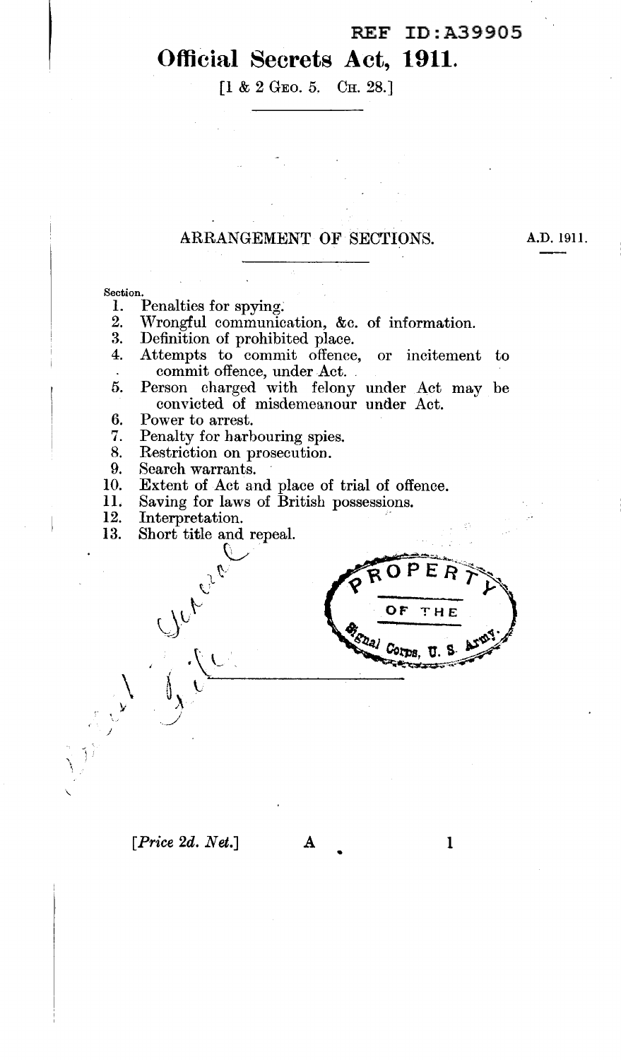REF ID:A39905

# Official Secrets Act, 1911.

[1 & 2 Geo. 5. Ch. 28.]

## ARRANGEMENT OF SECTIONS.

A.D. 1911.

Section.

1. Penalties for spying.
2. Wrongful communication, &c. of information.
3. Definition of prohibited place.
4. Attempts to commit offence, or incitement to commit offence, under Act.
5. Person charged with felony under Act may be convicted of misdemeanour under Act.
6. Power to arrest.
7. Penalty for harbouring spies.
8. Restriction on prosecution.
9. Search warrants.
10. Extent of Act and place of trial of offence.
11. Saving for laws of British possessions.
12. Interpretation.
13. Short title and repeal.

PROPERTY OF THE Signal Corps, U. S. Army.

[*Price 2d. Net.*] A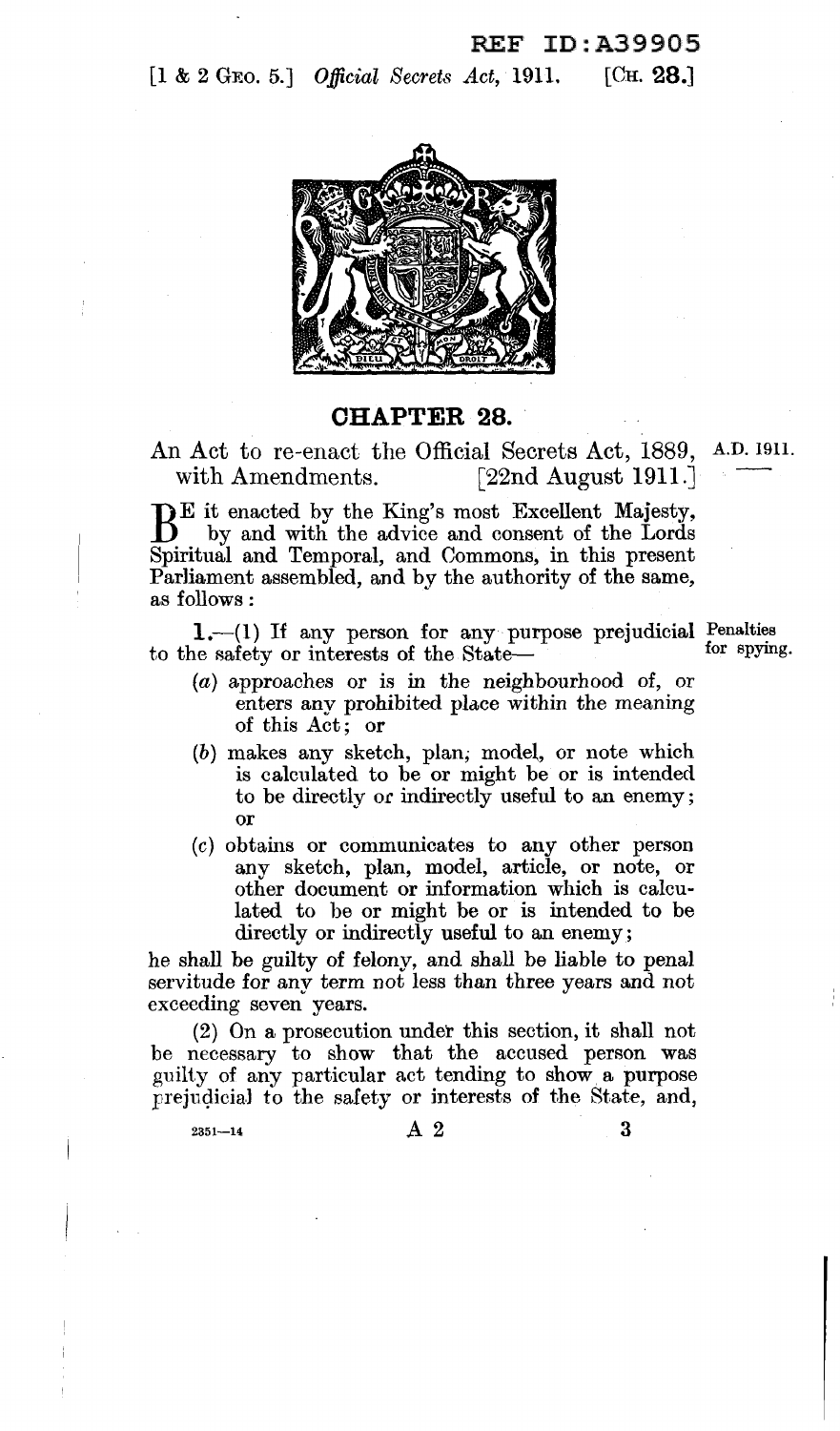REF ID:A39905

[1 & 2 Geo. 5.] *Official Secrets Act*, 1911. [Ch. 28.]

## CHAPTER 28.

An Act to re-enact the Official Secrets Act, 1889, with Amendments. [22nd August 1911.]

A.D. 1911.

BE it enacted by the King's most Excellent Majesty, by and with the advice and consent of the Lords Spiritual and Temporal, and Commons, in this present Parliament assembled, and by the authority of the same, as follows:

**1.**—(1) If any person for any purpose prejudicial to the safety or interests of the State—

Penalties for spying.

- (*a*) approaches or is in the neighbourhood of, or enters any prohibited place within the meaning of this Act; or
- (*b*) makes any sketch, plan, model, or note which is calculated to be or might be or is intended to be directly or indirectly useful to an enemy; or
- (*c*) obtains or communicates to any other person any sketch, plan, model, article, or note, or other document or information which is calculated to be or might be or is intended to be directly or indirectly useful to an enemy;

he shall be guilty of felony, and shall be liable to penal servitude for any term not less than three years and not exceeding seven years.

(2) On a prosecution under this section, it shall not be necessary to show that the accused person was guilty of any particular act tending to show a purpose prejudicial to the safety or interests of the State, and,

2351—14 A 2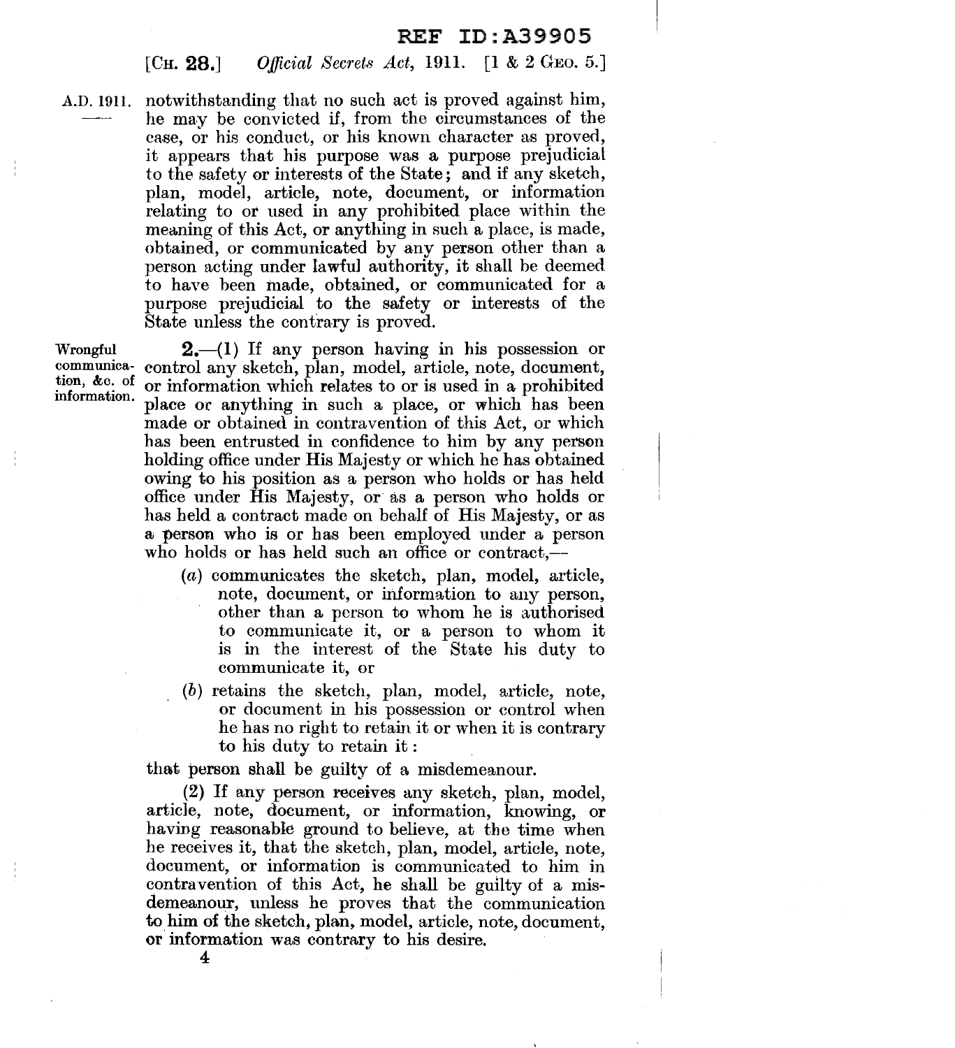notwithstanding that no such act is proved against him, he may be convicted if, from the circumstances of the case, or his conduct, or his known character as proved, it appears that his purpose was a purpose prejudicial to the safety or interests of the State; and if any sketch, plan, model, article, note, document, or information relating to or used in any prohibited place within the meaning of this Act, or anything in such a place, is made, obtained, or communicated by any person other than a person acting under lawful authority, it shall be deemed to have been made, obtained, or communicated for a purpose prejudicial to the safety or interests of the State unless the contrary is proved.

*Wrongful communication, &c. of information.*

**2.**—(1) If any person having in his possession or control any sketch, plan, model, article, note, document, or information which relates to or is used in a prohibited place or anything in such a place, or which has been made or obtained in contravention of this Act, or which has been entrusted in confidence to him by any person holding office under His Majesty or which he has obtained owing to his position as a person who holds or has held office under His Majesty, or as a person who holds or has held a contract made on behalf of His Majesty, or as a person who is or has been employed under a person who holds or has held such an office or contract,—

(*a*) communicates the sketch, plan, model, article, note, document, or information to any person, other than a person to whom he is authorised to communicate it, or a person to whom it is in the interest of the State his duty to communicate it, or

(*b*) retains the sketch, plan, model, article, note, or document in his possession or control when he has no right to retain it or when it is contrary to his duty to retain it:

that person shall be guilty of a misdemeanour.

(2) If any person receives any sketch, plan, model, article, note, document, or information, knowing, or having reasonable ground to believe, at the time when he receives it, that the sketch, plan, model, article, note, document, or information is communicated to him in contravention of this Act, he shall be guilty of a misdemeanour, unless he proves that the communication to him of the sketch, plan, model, article, note, document, or information was contrary to his desire.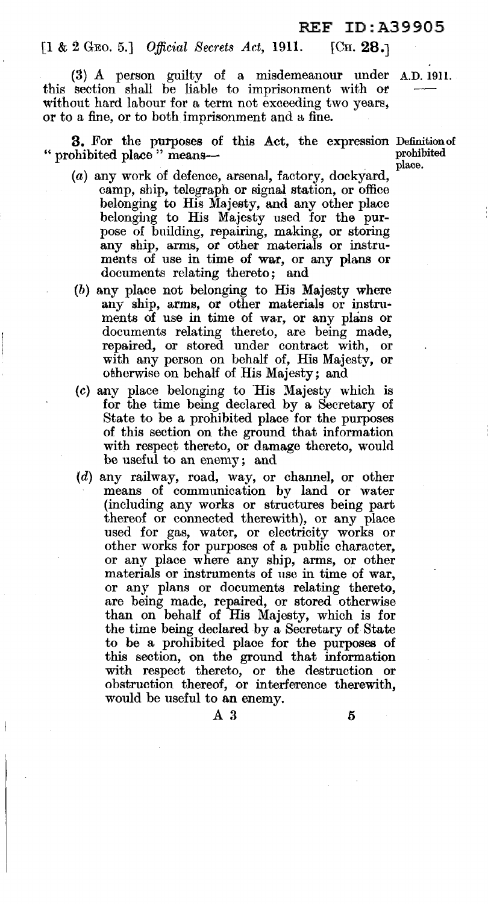(3) A person guilty of a misdemeanour under this section shall be liable to imprisonment with or without hard labour for a term not exceeding two years, or to a fine, or to both imprisonment and a fine.

**Definition of prohibited place.**

**3.** For the purposes of this Act, the expression "prohibited place" means—

(*a*) any work of defence, arsenal, factory, dockyard, camp, ship, telegraph or signal station, or office belonging to His Majesty, and any other place belonging to His Majesty used for the purpose of building, repairing, making, or storing any ship, arms, or other materials or instruments of use in time of war, or any plans or documents relating thereto; and

(*b*) any place not belonging to His Majesty where any ship, arms, or other materials or instruments of use in time of war, or any plans or documents relating thereto, are being made, repaired, or stored under contract with, or with any person on behalf of, His Majesty, or otherwise on behalf of His Majesty; and

(*c*) any place belonging to His Majesty which is for the time being declared by a Secretary of State to be a prohibited place for the purposes of this section on the ground that information with respect thereto, or damage thereto, would be useful to an enemy; and

(*d*) any railway, road, way, or channel, or other means of communication by land or water (including any works or structures being part thereof or connected therewith), or any place used for gas, water, or electricity works or other works for purposes of a public character, or any place where any ship, arms, or other materials or instruments of use in time of war, or any plans or documents relating thereto, are being made, repaired, or stored otherwise than on behalf of His Majesty, which is for the time being declared by a Secretary of State to be a prohibited place for the purposes of this section, on the ground that information with respect thereto, or the destruction or obstruction thereof, or interference therewith, would be useful to an enemy.

A 3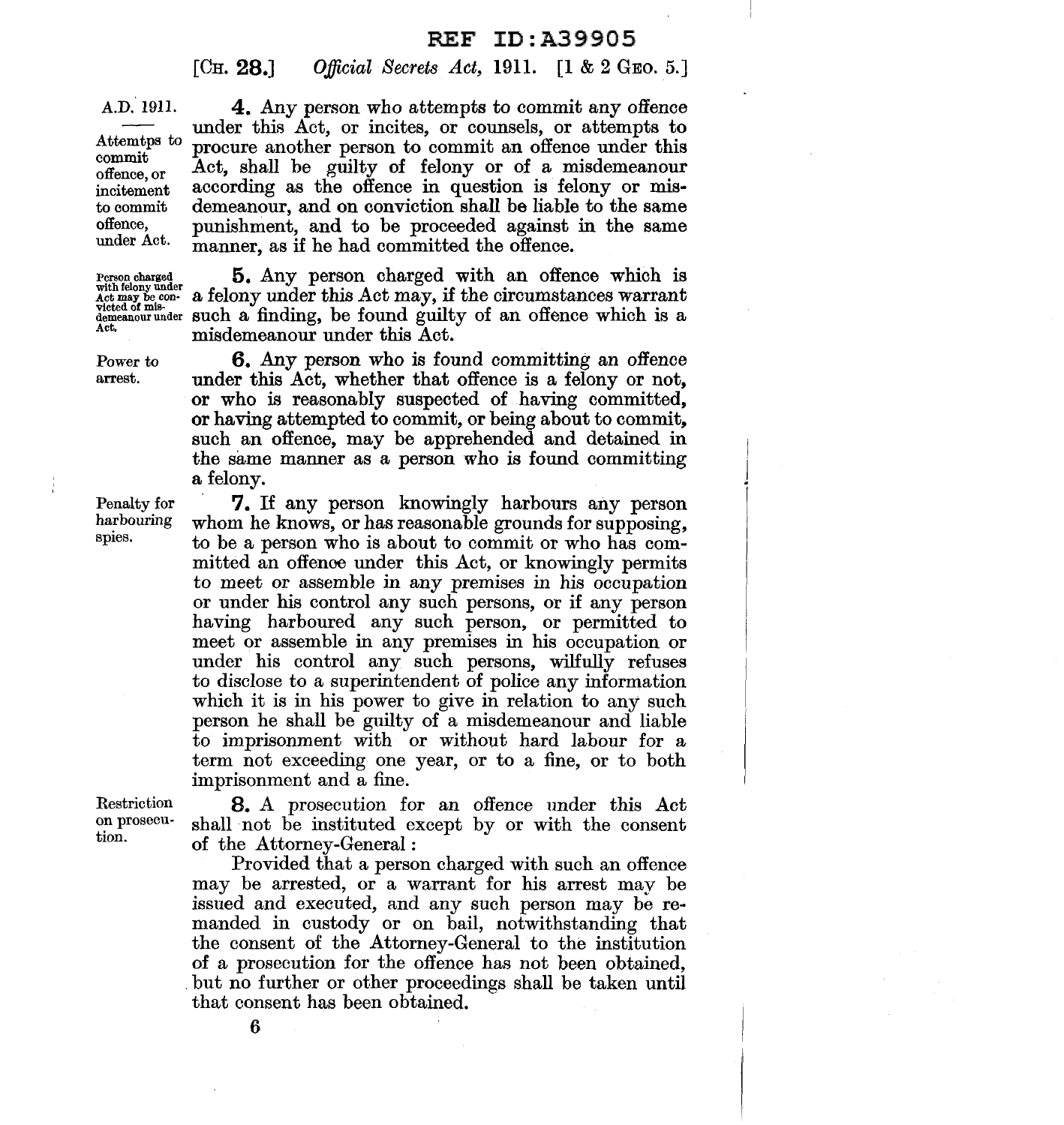**4.** Any person who attempts to commit any offence under this Act, or incites, or counsels, or attempts to procure another person to commit an offence under this Act, shall be guilty of felony or of a misdemeanour according as the offence in question is felony or misdemeanour, and on conviction shall be liable to the same punishment, and to be proceeded against in the same manner, as if he had committed the offence.

*Attemtps to commit offence, or incitement to commit offence, under Act.*

**5.** Any person charged with an offence which is a felony under this Act may, if the circumstances warrant such a finding, be found guilty of an offence which is a misdemeanour under this Act.

*Person charged with felony under Act may be convicted of misdemeanour under Act.*

**6.** Any person who is found committing an offence under this Act, whether that offence is a felony or not, or who is reasonably suspected of having committed, or having attempted to commit, or being about to commit, such an offence, may be apprehended and detained in the same manner as a person who is found committing a felony.

*Power to arrest.*

**7.** If any person knowingly harbours any person whom he knows, or has reasonable grounds for supposing, to be a person who is about to commit or who has committed an offence under this Act, or knowingly permits to meet or assemble in any premises in his occupation or under his control any such persons, or if any person having harboured any such person, or permitted to meet or assemble in any premises in his occupation or under his control any such persons, wilfully refuses to disclose to a superintendent of police any information which it is in his power to give in relation to any such person he shall be guilty of a misdemeanour and liable to imprisonment with or without hard labour for a term not exceeding one year, or to a fine, or to both imprisonment and a fine.

*Penalty for harbouring spies.*

**8.** A prosecution for an offence under this Act shall not be instituted except by or with the consent of the Attorney-General:

Provided that a person charged with such an offence may be arrested, or a warrant for his arrest may be issued and executed, and any such person may be remanded in custody or on bail, notwithstanding that the consent of the Attorney-General to the institution of a prosecution for the offence has not been obtained, but no further or other proceedings shall be taken until that consent has been obtained.

*Restriction on prosecution.*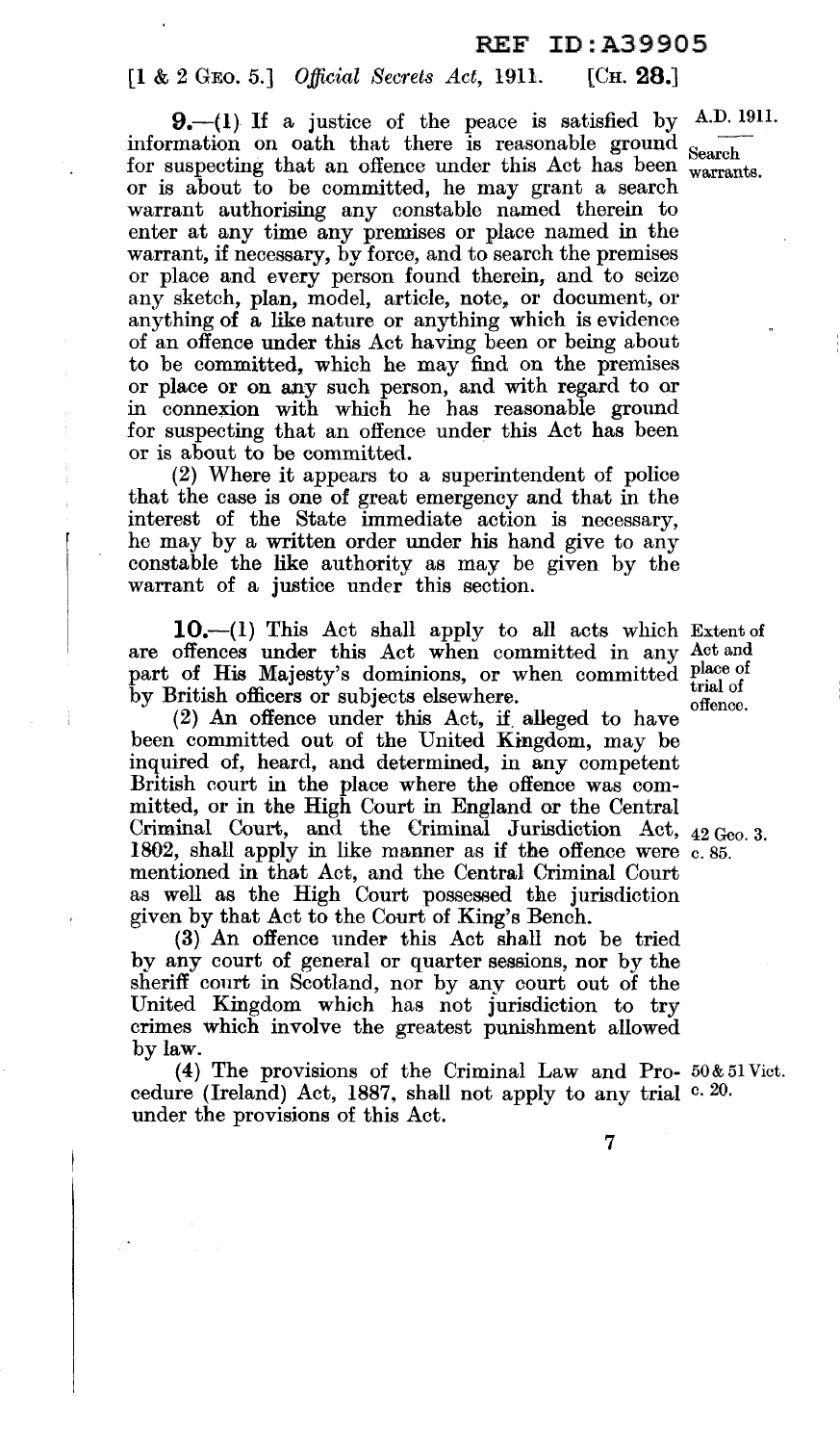**9.**—(1) If a justice of the peace is satisfied by information on oath that there is reasonable ground for suspecting that an offence under this Act has been or is about to be committed, he may grant a search warrant authorising any constable named therein to enter at any time any premises or place named in the warrant, if necessary, by force, and to search the premises or place and every person found therein, and to seize any sketch, plan, model, article, note, or document, or anything of a like nature or anything which is evidence of an offence under this Act having been or being about to be committed, which he may find on the premises or place or on any such person, and with regard to or in connexion with which he has reasonable ground for suspecting that an offence under this Act has been or is about to be committed.

A.D. 1911.

Search warrants.

(2) Where it appears to a superintendent of police that the case is one of great emergency and that in the interest of the State immediate action is necessary, he may by a written order under his hand give to any constable the like authority as may be given by the warrant of a justice under this section.

**10.**—(1) This Act shall apply to all acts which are offences under this Act when committed in any part of His Majesty's dominions, or when committed by British officers or subjects elsewhere.

Extent of Act and place of trial of offence.

(2) An offence under this Act, if alleged to have been committed out of the United Kingdom, may be inquired of, heard, and determined, in any competent British court in the place where the offence was committed, or in the High Court in England or the Central Criminal Court, and the Criminal Jurisdiction Act, 1802, shall apply in like manner as if the offence were mentioned in that Act, and the Central Criminal Court as well as the High Court possessed the jurisdiction given by that Act to the Court of King's Bench.

42 Geo. 3. c. 85.

(3) An offence under this Act shall not be tried by any court of general or quarter sessions, nor by the sheriff court in Scotland, nor by any court out of the United Kingdom which has not jurisdiction to try crimes which involve the greatest punishment allowed by law.

(4) The provisions of the Criminal Law and Procedure (Ireland) Act, 1887, shall not apply to any trial under the provisions of this Act.

50 & 51 Vict. c. 20.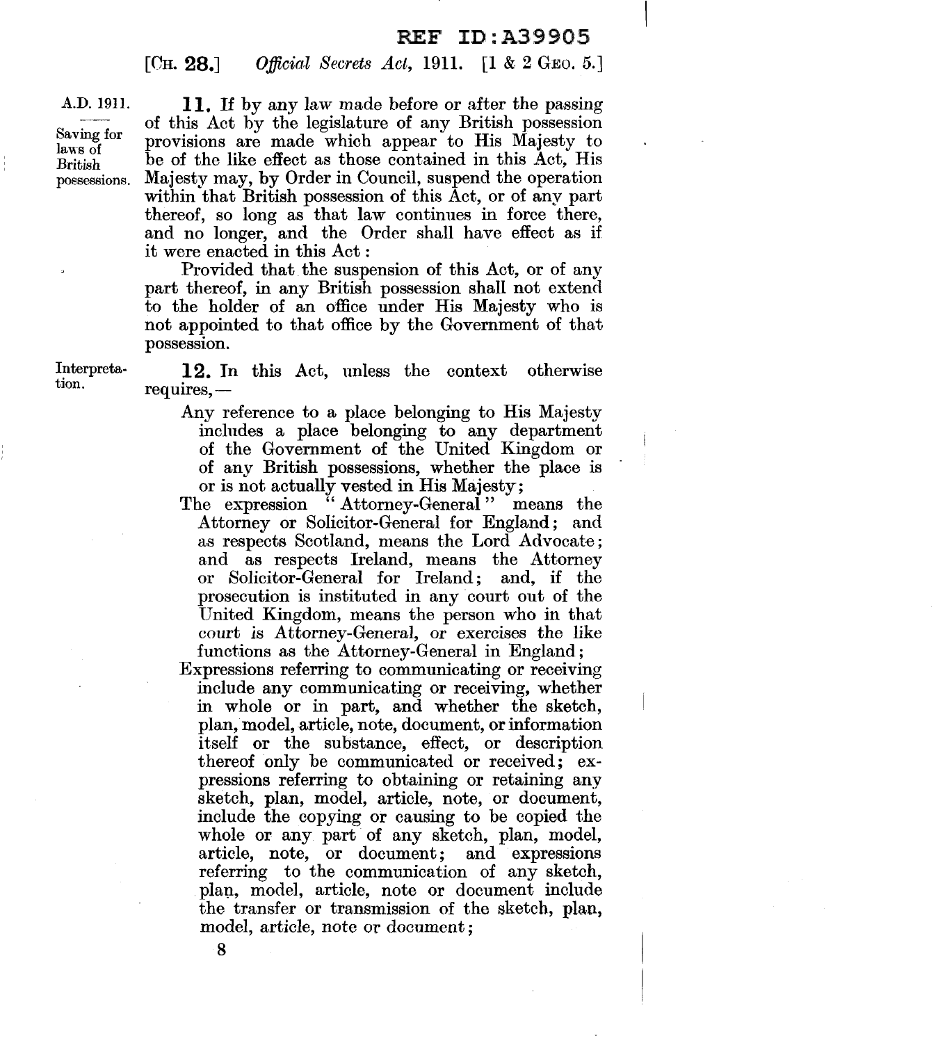**11.** If by any law made before or after the passing of this Act by the legislature of any British possession provisions are made which appear to His Majesty to be of the like effect as those contained in this Act, His Majesty may, by Order in Council, suspend the operation within that British possession of this Act, or of any part thereof, so long as that law continues in force there, and no longer, and the Order shall have effect as if it were enacted in this Act:

*Saving for laws of British possessions.*

Provided that the suspension of this Act, or of any part thereof, in any British possession shall not extend to the holder of an office under His Majesty who is not appointed to that office by the Government of that possession.

**12.** In this Act, unless the context otherwise requires,—

*Interpretation.*

Any reference to a place belonging to His Majesty includes a place belonging to any department of the Government of the United Kingdom or of any British possessions, whether the place is or is not actually vested in His Majesty;

The expression "Attorney-General" means the Attorney or Solicitor-General for England; and as respects Scotland, means the Lord Advocate; and as respects Ireland, means the Attorney or Solicitor-General for Ireland; and, if the prosecution is instituted in any court out of the United Kingdom, means the person who in that court is Attorney-General, or exercises the like functions as the Attorney-General in England;

Expressions referring to communicating or receiving include any communicating or receiving, whether in whole or in part, and whether the sketch, plan, model, article, note, document, or information itself or the substance, effect, or description thereof only be communicated or received; expressions referring to obtaining or retaining any sketch, plan, model, article, note, or document, include the copying or causing to be copied the whole or any part of any sketch, plan, model, article, note, or document; and expressions referring to the communication of any sketch, plan, model, article, note or document include the transfer or transmission of the sketch, plan, model, article, note or document;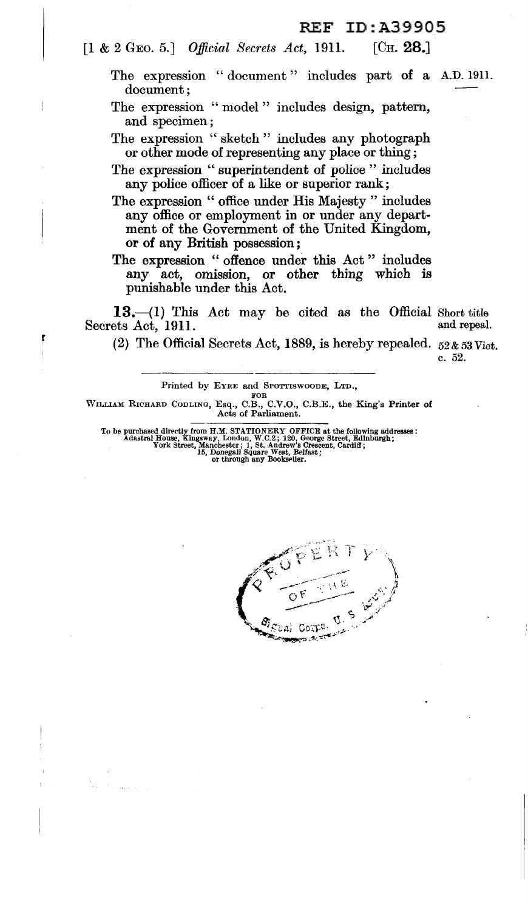The expression "document" includes part of a document;

The expression "model" includes design, pattern, and specimen;

The expression "sketch" includes any photograph or other mode of representing any place or thing;

The expression "superintendent of police" includes any police officer of a like or superior rank;

The expression "office under His Majesty" includes any office or employment in or under any department of the Government of the United Kingdom, or of any British possession;

The expression "offence under this Act" includes any act, omission, or other thing which is punishable under this Act.

**13.**—(1) This Act may be cited as the Official Secrets Act, 1911. *Short title and repeal.*

(2) The Official Secrets Act, 1889, is hereby repealed. *52 & 53 Vict. c. 52.*

---

Printed by EYRE and SPOTTISWOODE, LTD.,
FOR
WILLIAM RICHARD CODLING, Esq., C.B., C.V.O., C.B.E., the King's Printer of Acts of Parliament.

To be purchased directly from H.M. STATIONERY OFFICE at the following addresses: Adastral House, Kingsway, London, W.C.2; 120, George Street, Edinburgh; York Street, Manchester; 1, St. Andrew's Crescent, Cardiff; 15, Donegall Square West, Belfast; or through any Bookseller.

PROPERTY OF THE Signal Corps. U. S.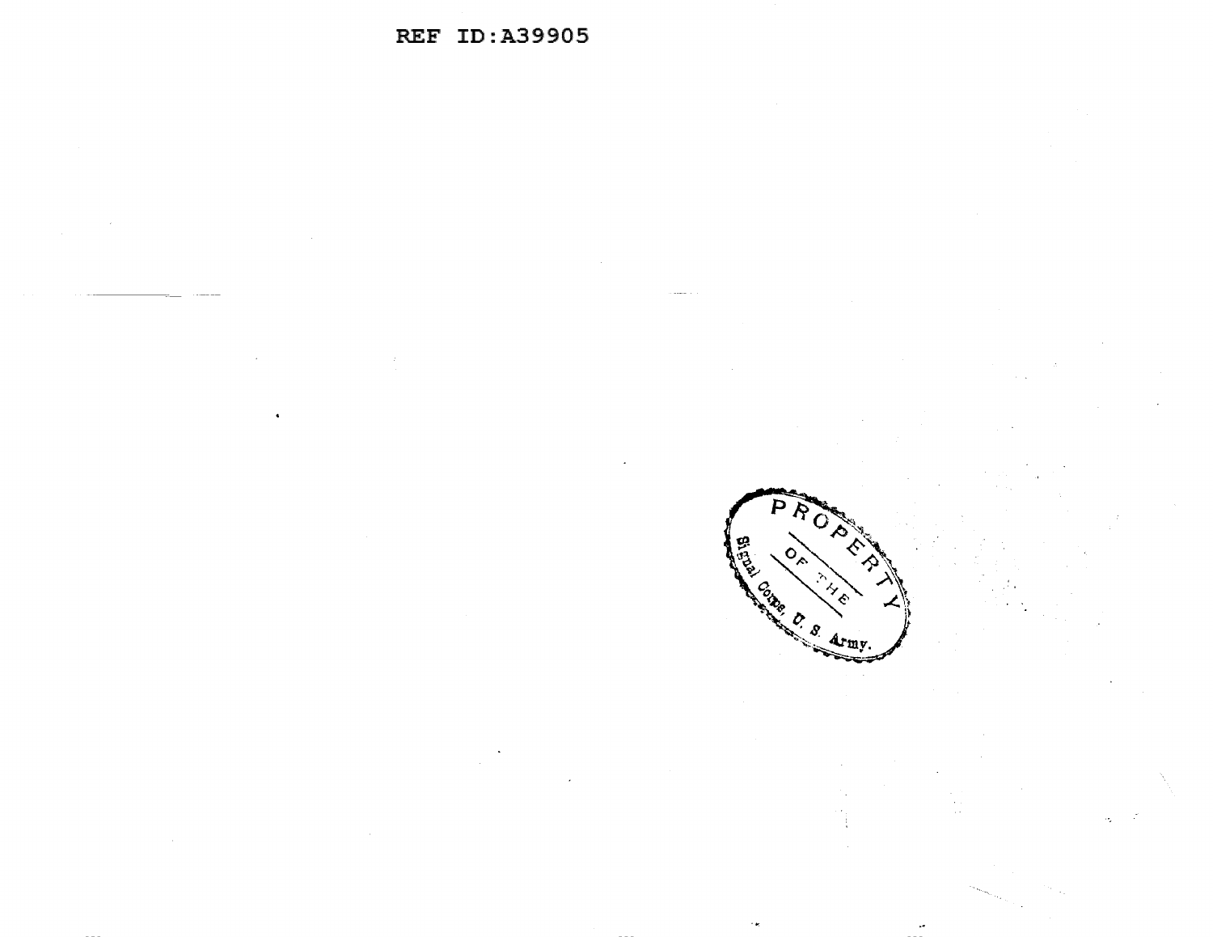PROPERTY

OF THE

Signal Corps, U. S. Army.